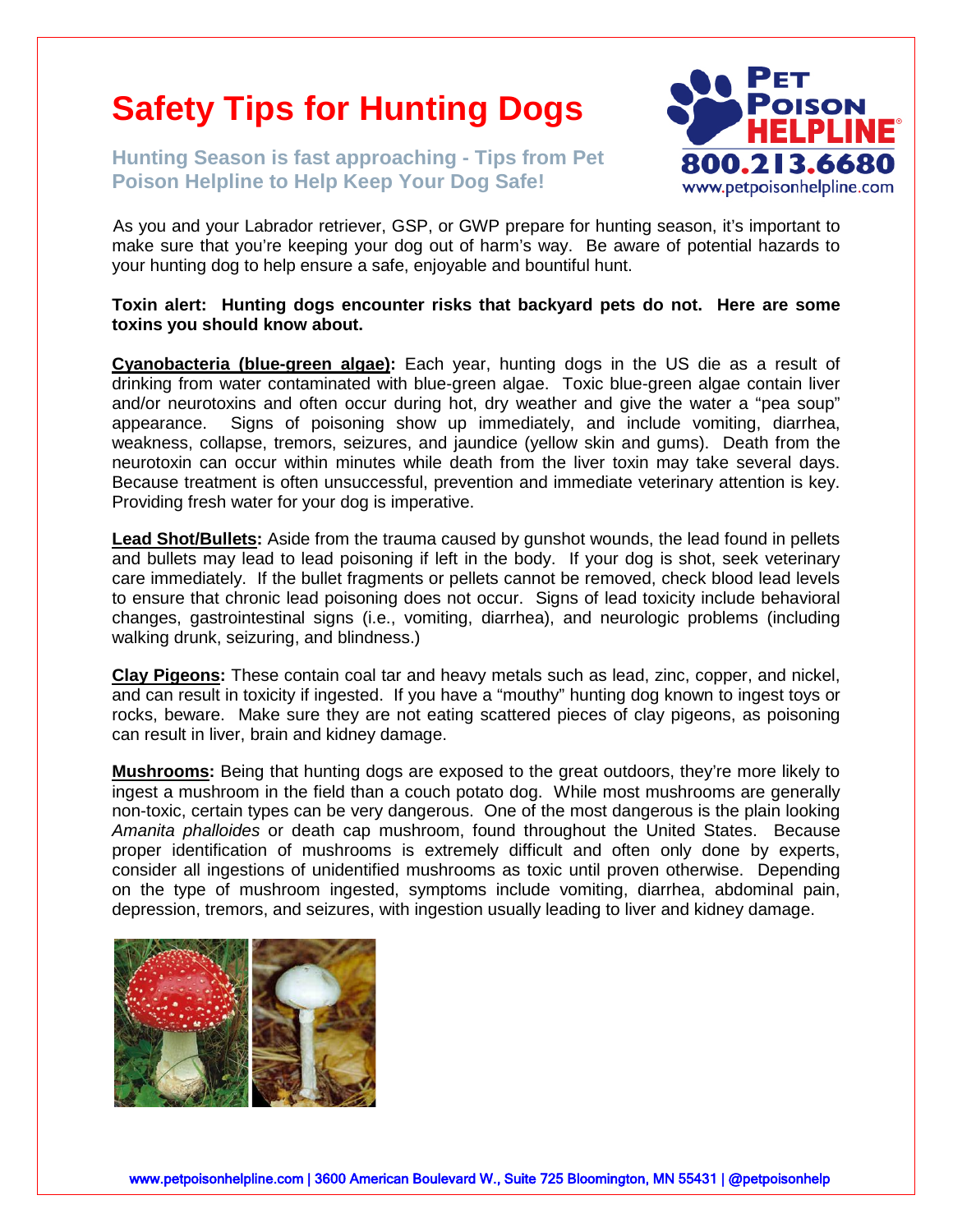# Safety Tips for Hunting Dogs

## Hunting Season is fast approaching - Tips from Pet Poison Helpline to Help Keep Your Dog Safe!

PET POISON HELPLINE®
800.213.6680
www.petpoisonhelpline.com

As you and your Labrador retriever, GSP, or GWP prepare for hunting season, it's important to make sure that you're keeping your dog out of harm's way. Be aware of potential hazards to your hunting dog to help ensure a safe, enjoyable and bountiful hunt.

**Toxin alert: Hunting dogs encounter risks that backyard pets do not. Here are some toxins you should know about.**

**Cyanobacteria (blue-green algae):** Each year, hunting dogs in the US die as a result of drinking from water contaminated with blue-green algae. Toxic blue-green algae contain liver and/or neurotoxins and often occur during hot, dry weather and give the water a "pea soup" appearance. Signs of poisoning show up immediately, and include vomiting, diarrhea, weakness, collapse, tremors, seizures, and jaundice (yellow skin and gums). Death from the neurotoxin can occur within minutes while death from the liver toxin may take several days. Because treatment is often unsuccessful, prevention and immediate veterinary attention is key. Providing fresh water for your dog is imperative.

**Lead Shot/Bullets:** Aside from the trauma caused by gunshot wounds, the lead found in pellets and bullets may lead to lead poisoning if left in the body. If your dog is shot, seek veterinary care immediately. If the bullet fragments or pellets cannot be removed, check blood lead levels to ensure that chronic lead poisoning does not occur. Signs of lead toxicity include behavioral changes, gastrointestinal signs (i.e., vomiting, diarrhea), and neurologic problems (including walking drunk, seizuring, and blindness.)

**Clay Pigeons:** These contain coal tar and heavy metals such as lead, zinc, copper, and nickel, and can result in toxicity if ingested. If you have a "mouthy" hunting dog known to ingest toys or rocks, beware. Make sure they are not eating scattered pieces of clay pigeons, as poisoning can result in liver, brain and kidney damage.

**Mushrooms:** Being that hunting dogs are exposed to the great outdoors, they're more likely to ingest a mushroom in the field than a couch potato dog. While most mushrooms are generally non-toxic, certain types can be very dangerous. One of the most dangerous is the plain looking *Amanita phalloides* or death cap mushroom, found throughout the United States. Because proper identification of mushrooms is extremely difficult and often only done by experts, consider all ingestions of unidentified mushrooms as toxic until proven otherwise. Depending on the type of mushroom ingested, symptoms include vomiting, diarrhea, abdominal pain, depression, tremors, and seizures, with ingestion usually leading to liver and kidney damage.

www.petpoisonhelpline.com | 3600 American Boulevard W., Suite 725 Bloomington, MN 55431 | @petpoisonhelp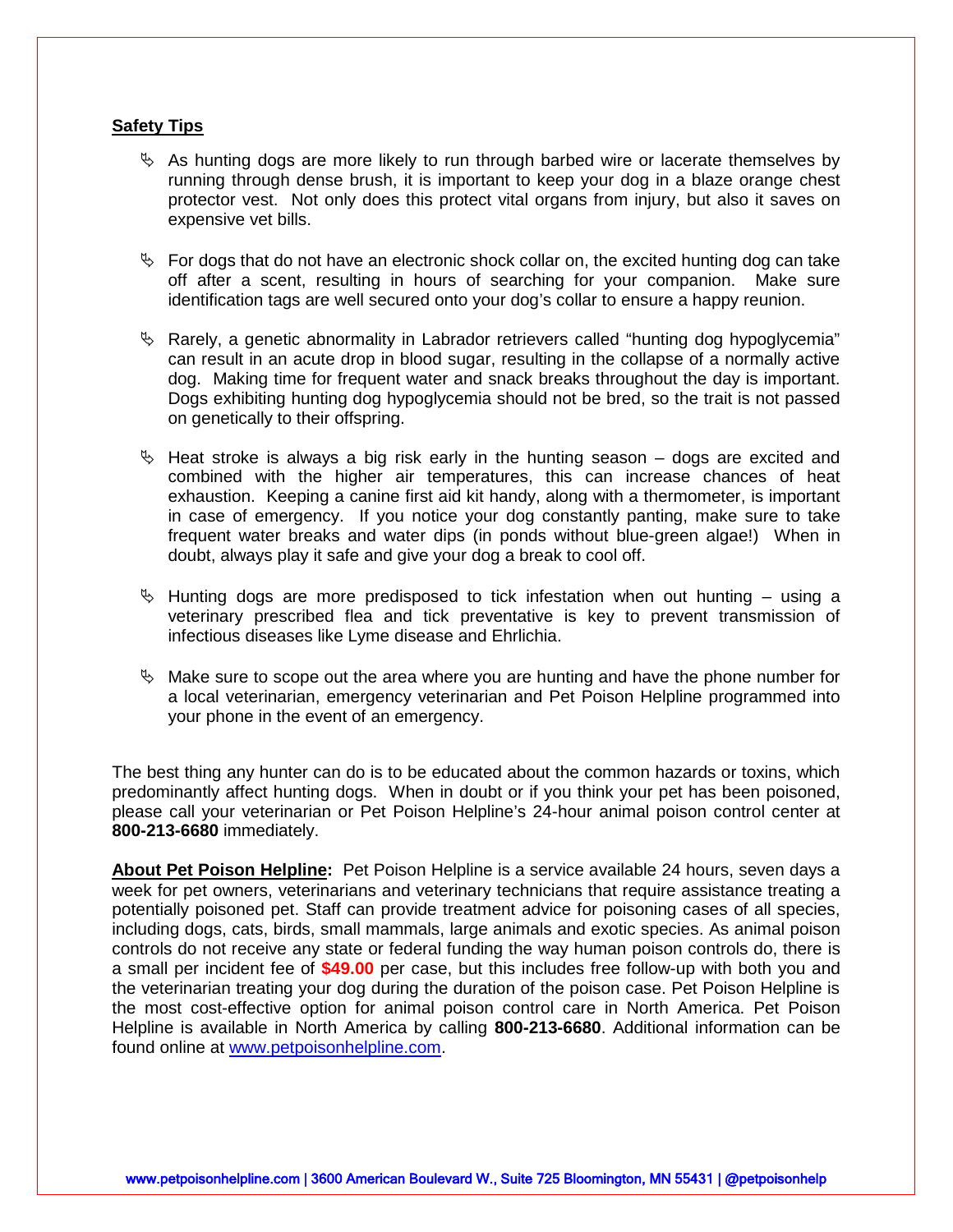**Safety Tips**

- As hunting dogs are more likely to run through barbed wire or lacerate themselves by running through dense brush, it is important to keep your dog in a blaze orange chest protector vest. Not only does this protect vital organs from injury, but also it saves on expensive vet bills.

- For dogs that do not have an electronic shock collar on, the excited hunting dog can take off after a scent, resulting in hours of searching for your companion. Make sure identification tags are well secured onto your dog's collar to ensure a happy reunion.

- Rarely, a genetic abnormality in Labrador retrievers called "hunting dog hypoglycemia" can result in an acute drop in blood sugar, resulting in the collapse of a normally active dog. Making time for frequent water and snack breaks throughout the day is important. Dogs exhibiting hunting dog hypoglycemia should not be bred, so the trait is not passed on genetically to their offspring.

- Heat stroke is always a big risk early in the hunting season – dogs are excited and combined with the higher air temperatures, this can increase chances of heat exhaustion. Keeping a canine first aid kit handy, along with a thermometer, is important in case of emergency. If you notice your dog constantly panting, make sure to take frequent water breaks and water dips (in ponds without blue-green algae!) When in doubt, always play it safe and give your dog a break to cool off.

- Hunting dogs are more predisposed to tick infestation when out hunting – using a veterinary prescribed flea and tick preventative is key to prevent transmission of infectious diseases like Lyme disease and Ehrlichia.

- Make sure to scope out the area where you are hunting and have the phone number for a local veterinarian, emergency veterinarian and Pet Poison Helpline programmed into your phone in the event of an emergency.

The best thing any hunter can do is to be educated about the common hazards or toxins, which predominantly affect hunting dogs. When in doubt or if you think your pet has been poisoned, please call your veterinarian or Pet Poison Helpline's 24-hour animal poison control center at **800-213-6680** immediately.

**About Pet Poison Helpline:** Pet Poison Helpline is a service available 24 hours, seven days a week for pet owners, veterinarians and veterinary technicians that require assistance treating a potentially poisoned pet. Staff can provide treatment advice for poisoning cases of all species, including dogs, cats, birds, small mammals, large animals and exotic species. As animal poison controls do not receive any state or federal funding the way human poison controls do, there is a small per incident fee of **$49.00** per case, but this includes free follow-up with both you and the veterinarian treating your dog during the duration of the poison case. Pet Poison Helpline is the most cost-effective option for animal poison control care in North America. Pet Poison Helpline is available in North America by calling **800-213-6680**. Additional information can be found online at www.petpoisonhelpline.com.

www.petpoisonhelpline.com | 3600 American Boulevard W., Suite 725 Bloomington, MN 55431 | @petpoisonhelp